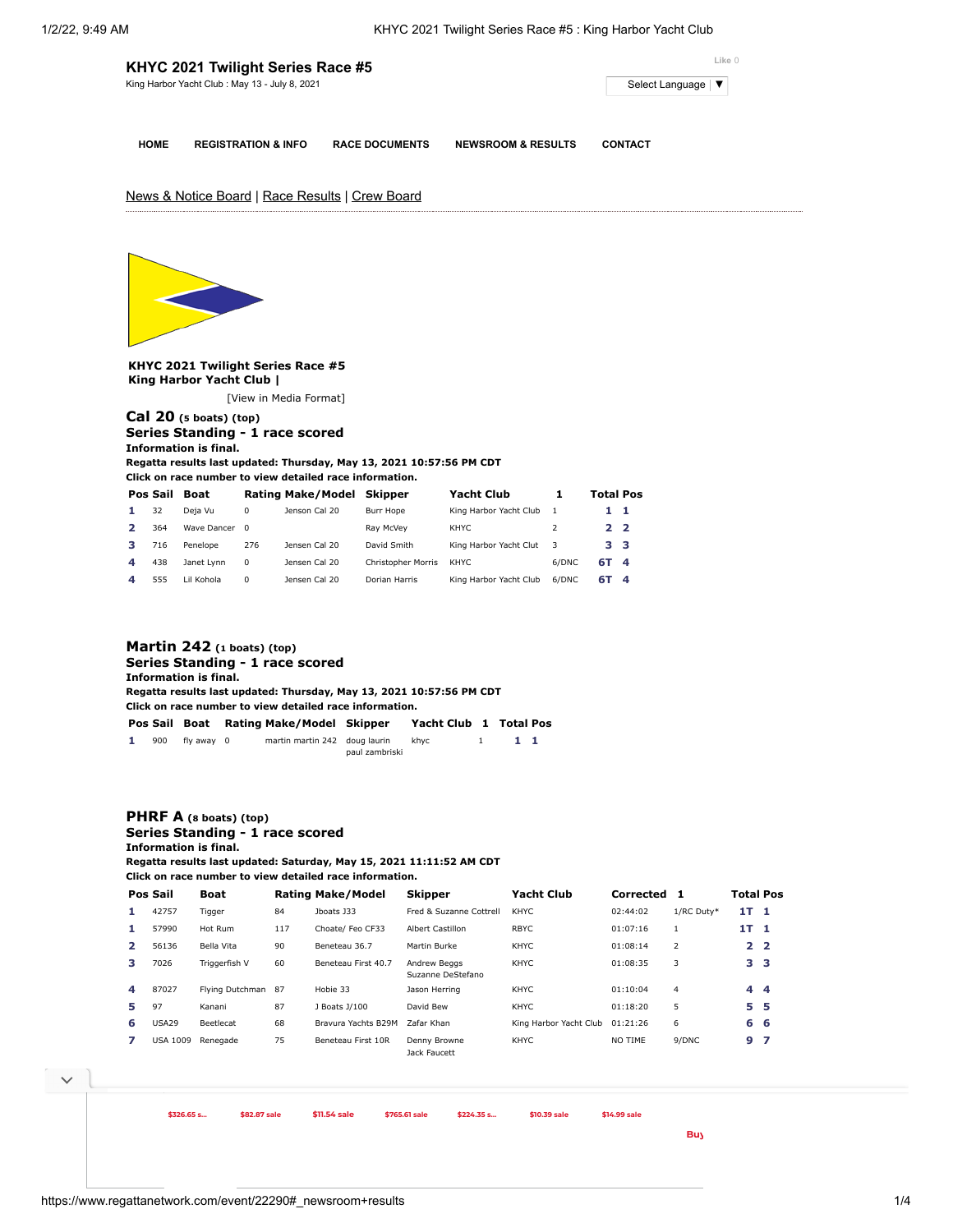# KHYC 2021 Twilight Series Race #5

King Harbor Yacht Club : May 13 - July 8, 2021

Like 0

Select Language ▼

HOME | REGISTRATION & INFO | RACE DOCUMENTS | NEWSROOM & RESULTS | CONTACT

News & Notice Board | Race Results | Crew Board

**KHYC 2021 Twilight Series Race #5**
**King Harbor Yacht Club |**

[View in Media Format]

## Cal 20 (5 boats) (top)

### Series Standing - 1 race scored

**Information is final.**
**Regatta results last updated: Thursday, May 13, 2021 10:57:56 PM CDT**
**Click on race number to view detailed race information.**

| Pos | Sail | Boat | Rating | Make/Model | Skipper | Yacht Club | 1 | Total | Pos |
|---|---|---|---|---|---|---|---|---|---|
| 1 | 32 | Deja Vu | 0 | Jenson Cal 20 | Burr Hope | King Harbor Yacht Club | 1 | 1 | 1 |
| 2 | 364 | Wave Dancer | 0 | | Ray McVey | KHYC | 2 | 2 | 2 |
| 3 | 716 | Penelope | 276 | Jensen Cal 20 | David Smith | King Harbor Yacht Clut | 3 | 3 | 3 |
| 4 | 438 | Janet Lynn | 0 | Jensen Cal 20 | Christopher Morris | KHYC | 6/DNC | 6T | 4 |
| 4 | 555 | Lil Kohola | 0 | Jensen Cal 20 | Dorian Harris | King Harbor Yacht Club | 6/DNC | 6T | 4 |

## Martin 242 (1 boats) (top)

### Series Standing - 1 race scored

**Information is final.**
**Regatta results last updated: Thursday, May 13, 2021 10:57:56 PM CDT**
**Click on race number to view detailed race information.**

| Pos | Sail | Boat | Rating | Make/Model | Skipper | Yacht Club | 1 | Total | Pos |
|---|---|---|---|---|---|---|---|---|---|
| 1 | 900 | fly away | 0 | martin martin 242 | doug laurin<br>paul zambriski | khyc | 1 | 1 | 1 |

## PHRF A (8 boats) (top)

### Series Standing - 1 race scored

**Information is final.**
**Regatta results last updated: Saturday, May 15, 2021 11:11:52 AM CDT**
**Click on race number to view detailed race information.**

| Pos | Sail | Boat | Rating | Make/Model | Skipper | Yacht Club | Corrected | 1 | Total | Pos |
|---|---|---|---|---|---|---|---|---|---|---|
| 1 | 42757 | Tigger | 84 | Jboats J33 | Fred & Suzanne Cottrell | KHYC | 02:44:02 | 1/RC Duty* | 1T | 1 |
| 1 | 57990 | Hot Rum | 117 | Choate/ Feo CF33 | Albert Castillon | RBYC | 01:07:16 | 1 | 1T | 1 |
| 2 | 56136 | Bella Vita | 90 | Beneteau 36.7 | Martin Burke | KHYC | 01:08:14 | 2 | 2 | 2 |
| 3 | 7026 | Triggerfish V | 60 | Beneteau First 40.7 | Andrew Beggs<br>Suzanne DeStefano | KHYC | 01:08:35 | 3 | 3 | 3 |
| 4 | 87027 | Flying Dutchman | 87 | Hobie 33 | Jason Herring | KHYC | 01:10:04 | 4 | 4 | 4 |
| 5 | 97 | Kanani | 87 | J Boats J/100 | David Bew | KHYC | 01:18:20 | 5 | 5 | 5 |
| 6 | USA29 | Beetlecat | 68 | Bravura Yachts B29M | Zafar Khan | King Harbor Yacht Club | 01:21:26 | 6 | 6 | 6 |
| 7 | USA 1009 | Renegade | 75 | Beneteau First 10R | Denny Browne<br>Jack Faucett | KHYC | NO TIME | 9/DNC | 9 | 7 |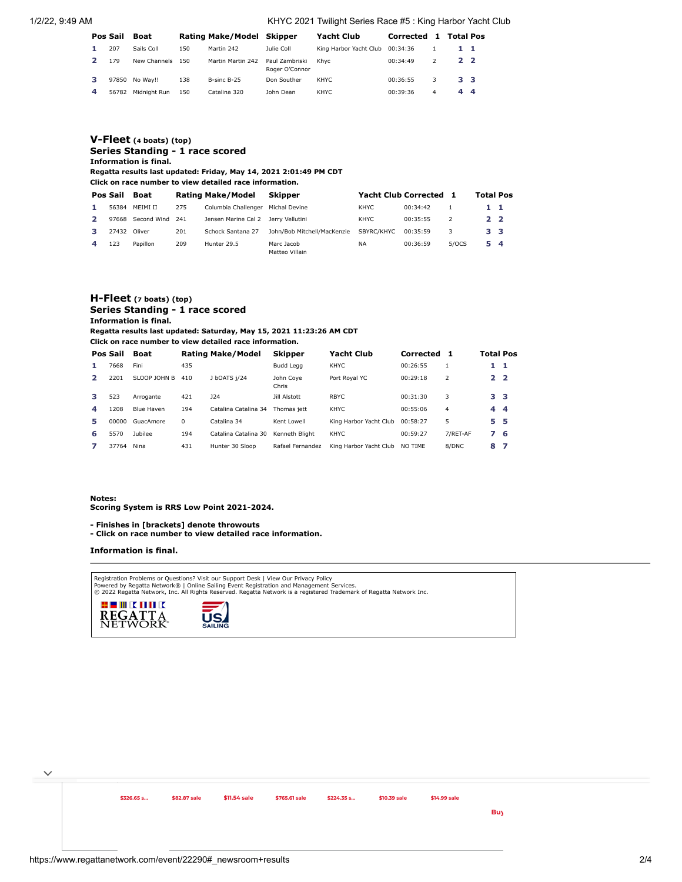| Pos | Sail | Boat | Rating | Make/Model | Skipper | Yacht Club | Corrected | 1 | Total | Pos |
|---|---|---|---|---|---|---|---|---|---|---|
| 1 | 207 | Sails Coll | 150 | Martin 242 | Julie Coll | King Harbor Yacht Club | 00:34:36 | 1 | 1 | 1 |
| 2 | 179 | New Channels | 150 | Martin Martin 242 | Paul Zambriski Roger O'Connor | Khyc | 00:34:49 | 2 | 2 | 2 |
| 3 | 97850 | No Way!! | 138 | B-sinc B-25 | Don Souther | KHYC | 00:36:55 | 3 | 3 | 3 |
| 4 | 56782 | Midnight Run | 150 | Catalina 320 | John Dean | KHYC | 00:39:36 | 4 | 4 | 4 |

## V-Fleet (4 boats) (top)

**Series Standing - 1 race scored**

**Information is final.**

**Regatta results last updated: Friday, May 14, 2021 2:01:49 PM CDT**

**Click on race number to view detailed race information.**

| Pos | Sail | Boat | Rating | Make/Model | Skipper | Yacht Club | Corrected | 1 | Total | Pos |
|---|---|---|---|---|---|---|---|---|---|---|
| 1 | 56384 | MEIMI II | 275 | Columbia Challenger | Michal Devine | KHYC | 00:34:42 | 1 | 1 | 1 |
| 2 | 97668 | Second Wind | 241 | Jensen Marine Cal 2 | Jerry Vellutini | KHYC | 00:35:55 | 2 | 2 | 2 |
| 3 | 27432 | Oliver | 201 | Schock Santana 27 | John/Bob Mitchell/MacKenzie | SBYRC/KHYC | 00:35:59 | 3 | 3 | 3 |
| 4 | 123 | Papillon | 209 | Hunter 29.5 | Marc Jacob Matteo Villain | NA | 00:36:59 | 5/OCS | 5 | 4 |

## H-Fleet (7 boats) (top)

**Series Standing - 1 race scored**

**Information is final.**

**Regatta results last updated: Saturday, May 15, 2021 11:23:26 AM CDT**

**Click on race number to view detailed race information.**

| Pos | Sail | Boat | Rating | Make/Model | Skipper | Yacht Club | Corrected | 1 | Total | Pos |
|---|---|---|---|---|---|---|---|---|---|---|
| 1 | 7668 | Fini | 435 | | Budd Legg | KHYC | 00:26:55 | 1 | 1 | 1 |
| 2 | 2201 | SLOOP JOHN B | 410 | J bOATS j/24 | John Coye Chris | Port Royal YC | 00:29:18 | 2 | 2 | 2 |
| 3 | 523 | Arrogante | 421 | J24 | Jill Alstott | RBYC | 00:31:30 | 3 | 3 | 3 |
| 4 | 1208 | Blue Haven | 194 | Catalina Catalina 34 | Thomas jett | KHYC | 00:55:06 | 4 | 4 | 4 |
| 5 | 00000 | GuacAmore | 0 | Catalina 34 | Kent Lowell | King Harbor Yacht Club | 00:58:27 | 5 | 5 | 5 |
| 6 | 5570 | Jubilee | 194 | Catalina Catalina 30 | Kenneth Blight | KHYC | 00:59:27 | 7/RET-AF | 7 | 6 |
| 7 | 37764 | Nina | 431 | Hunter 30 Sloop | Rafael Fernandez | King Harbor Yacht Club | NO TIME | 8/DNC | 8 | 7 |

**Notes:**
**Scoring System is RRS Low Point 2021-2024.**

**- Finishes in [brackets] denote throwouts**
**- Click on race number to view detailed race information.**

**Information is final.**

Registration Problems or Questions? Visit our Support Desk | View Our Privacy Policy
Powered by Regatta Network® | Online Sailing Event Registration and Management Services.
© 2022 Regatta Network, Inc. All Rights Reserved. Regatta Network is a registered Trademark of Regatta Network Inc.

REGATTA NETWORK US SAILING

$326.65 s... $82.87 sale $11.54 sale $765.61 sale $224.35 s... $10.39 sale $14.99 sale Buy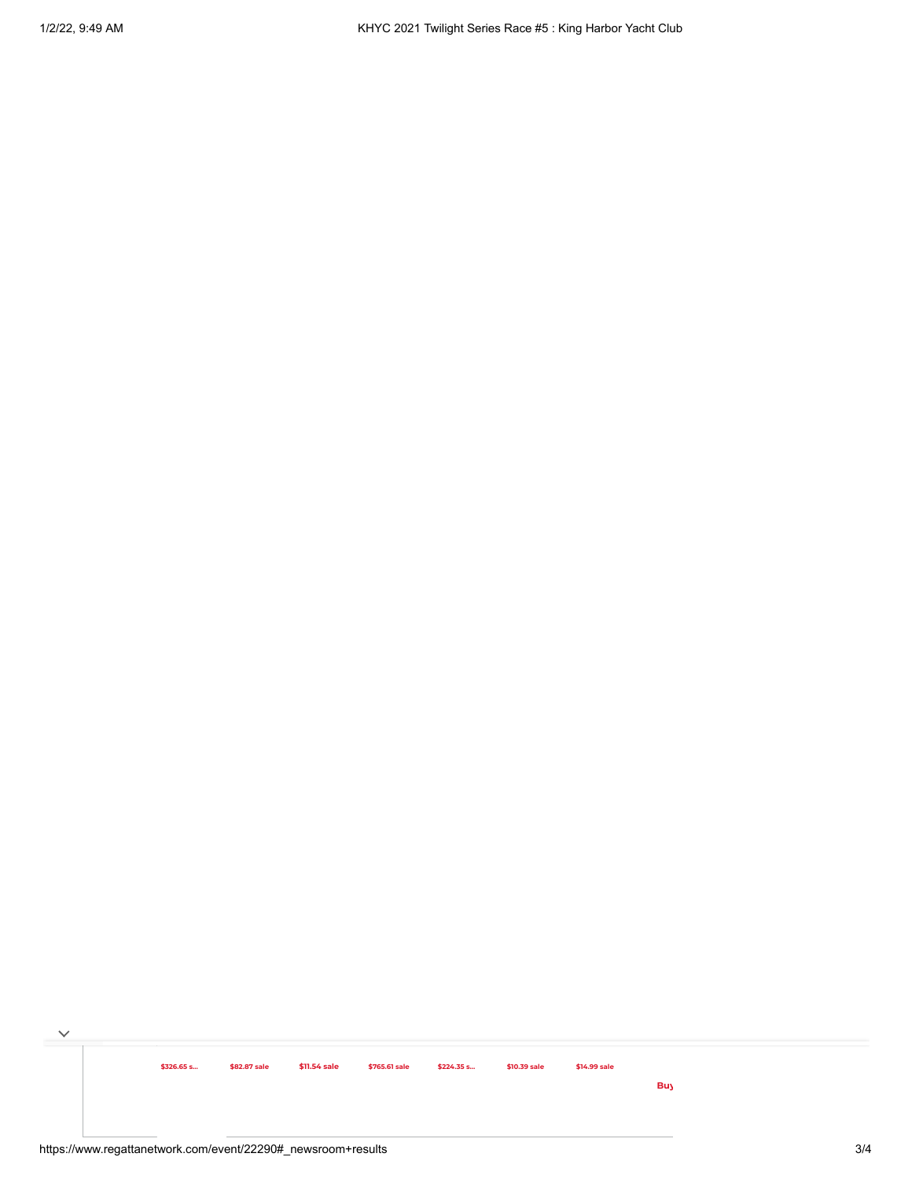$326.65 s... $82.87 sale $11.54 sale $765.61 sale $224.35 s... $10.39 sale $14.99 sale

Buy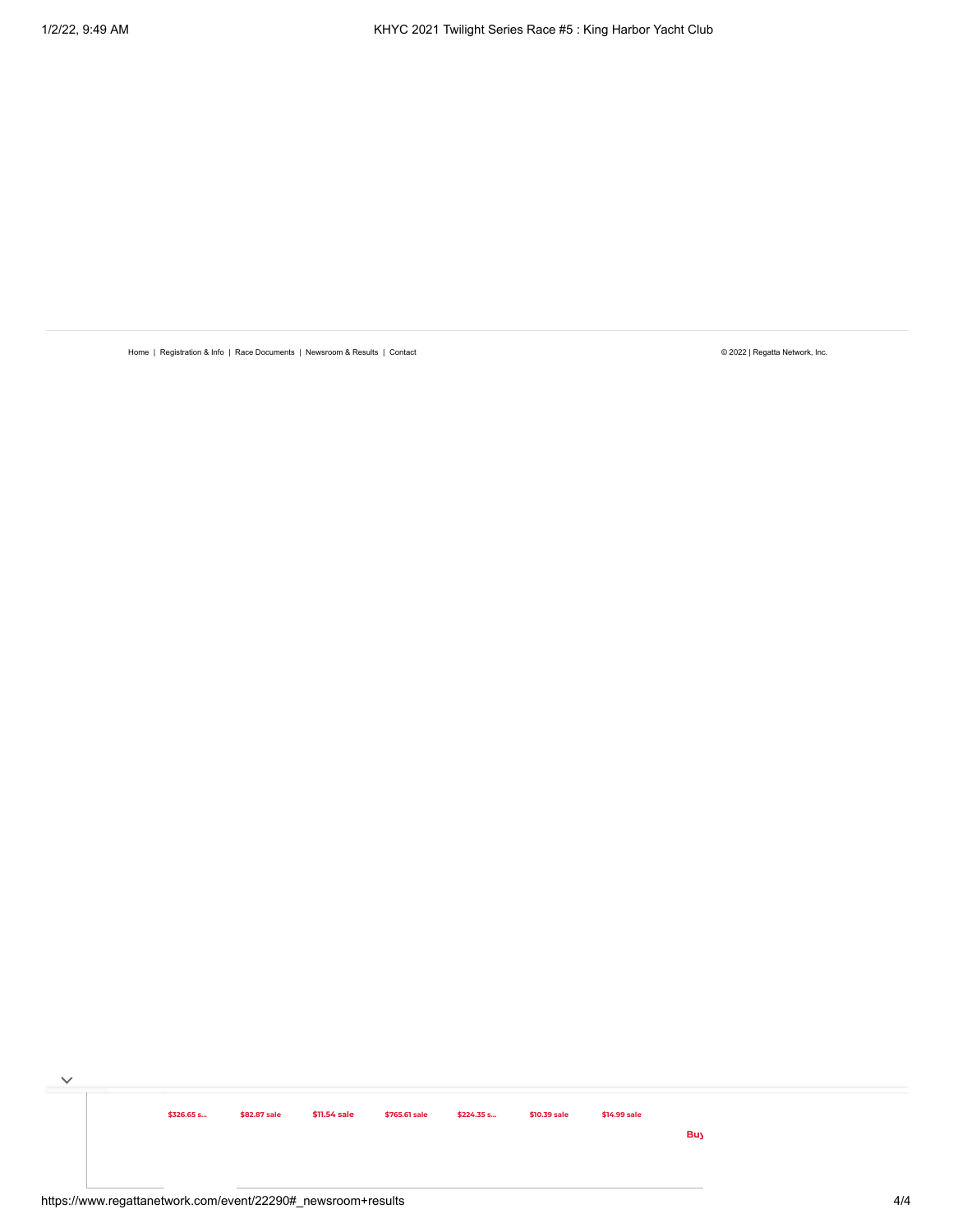Home | Registration & Info | Race Documents | Newsroom & Results | Contact

© 2022 | Regatta Network, Inc.

$326.65 s... $82.87 sale $11.54 sale $765.61 sale $224.35 s... $10.39 sale $14.99 sale

Buy